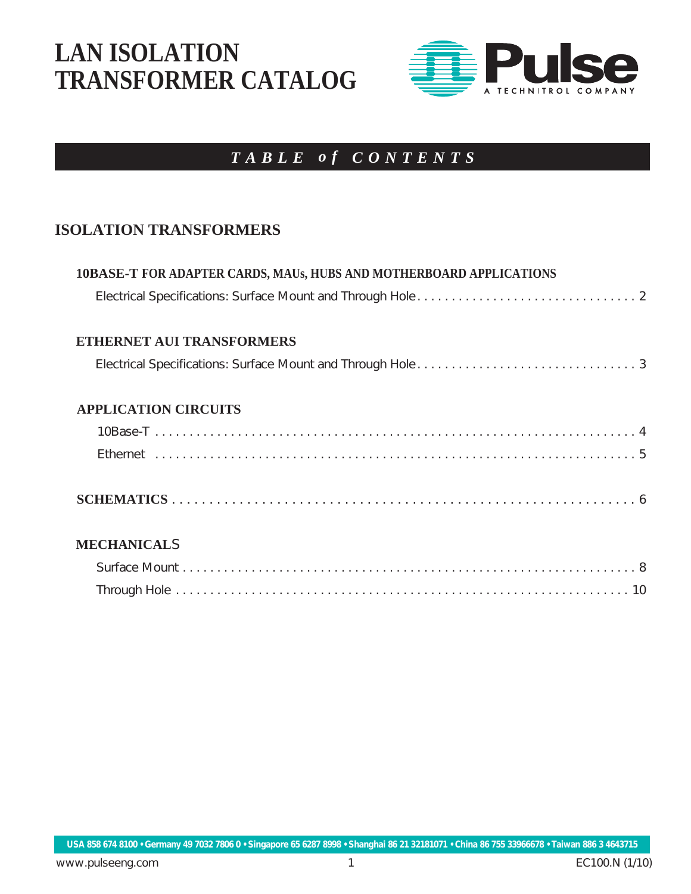# LAN ISOLATION TRANSFORMER CATALOG

Pulse
A TECHNITROL COMPANY

## *TABLE of CONTENTS*

## ISOLATION TRANSFORMERS

### 10BASE-T FOR ADAPTER CARDS, MAUs, HUBS AND MOTHERBOARD APPLICATIONS

Electrical Specifications: Surface Mount and Through Hole . . . . . . . . . . . . . . . . . . . . . . . . . . . . . . . 2

### ETHERNET AUI TRANSFORMERS

Electrical Specifications: Surface Mount and Through Hole . . . . . . . . . . . . . . . . . . . . . . . . . . . . . . . 3

### APPLICATION CIRCUITS

10Base-T . . . . . . . . . . . . . . . . . . . . . . . . . . . . . . . . . . . . . . . . . . . . . . . . . . . . . . . . . . . . . . . . 4

Ethernet . . . . . . . . . . . . . . . . . . . . . . . . . . . . . . . . . . . . . . . . . . . . . . . . . . . . . . . . . . . . . . . . 5

### SCHEMATICS . . . . . . . . . . . . . . . . . . . . . . . . . . . . . . . . . . . . . . . . . . . . . . . . . . . . . . . . . . 6

### MECHANICALS

Surface Mount . . . . . . . . . . . . . . . . . . . . . . . . . . . . . . . . . . . . . . . . . . . . . . . . . . . . . . . . . . . 8

Through Hole . . . . . . . . . . . . . . . . . . . . . . . . . . . . . . . . . . . . . . . . . . . . . . . . . . . . . . . . . . . 10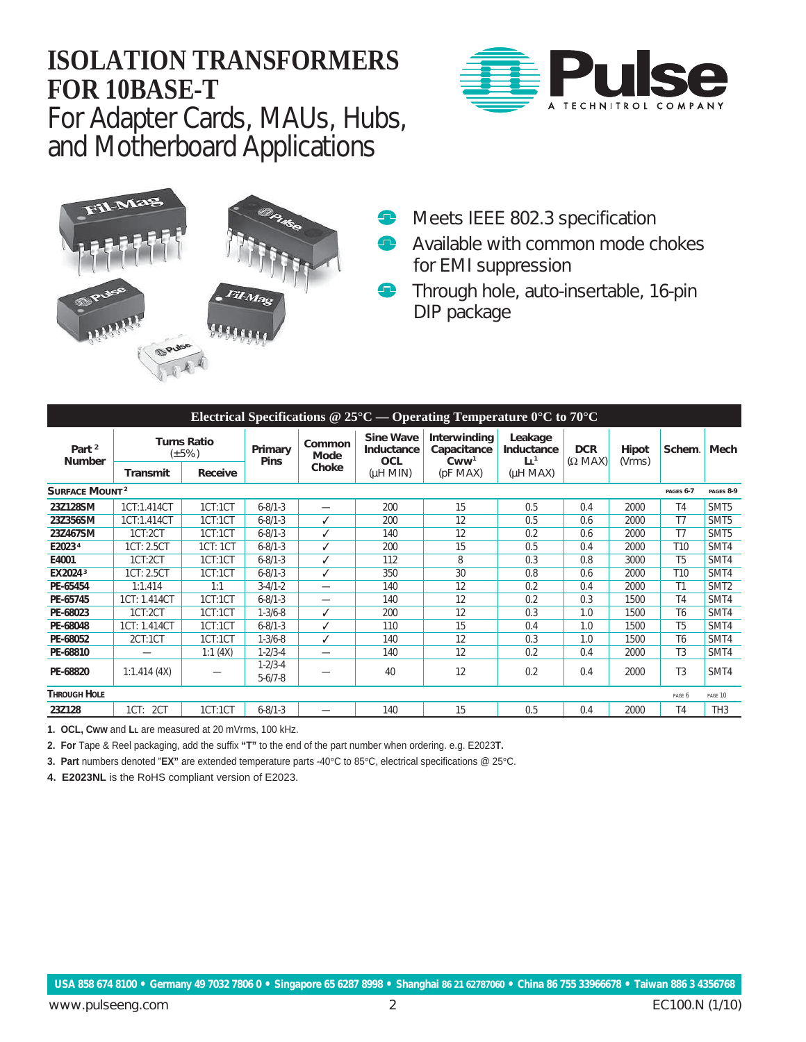# ISOLATION TRANSFORMERS FOR 10BASE-T

## For Adapter Cards, MAUs, Hubs, and Motherboard Applications

- Meets IEEE 802.3 specification
- Available with common mode chokes for EMI suppression
- Through hole, auto-insertable, 16-pin DIP package

**Electrical Specifications @ 25°C — Operating Temperature 0°C to 70°C**

| Part [2] Number | Turns Ratio (±5%) | | Primary Pins | Common Mode Choke | Sine Wave Inductance OCL (µH MIN) | Interwinding Capacitance Cww[1] (pF MAX) | Leakage Inductance $L_L$[1] (µH MAX) | DCR (Ω MAX) | Hipot (Vrms) | Schem. | Mech |
|---|---|---|---|---|---|---|---|---|---|---|---|
| | Transmit | Receive | | | | | | | | | |
| **SURFACE MOUNT [2]** | | | | | | | | | | PAGES 6-7 | PAGES 8-9 |
| 23Z128SM | 1CT:1.414CT | 1CT:1CT | 6-8/1-3 | — | 200 | 15 | 0.5 | 0.4 | 2000 | T4 | SMT5 |
| 23Z356SM | 1CT:1.414CT | 1CT:1CT | 6-8/1-3 | ✓ | 200 | 12 | 0.5 | 0.6 | 2000 | T7 | SMT5 |
| 23Z467SM | 1CT:2CT | 1CT:1CT | 6-8/1-3 | ✓ | 140 | 12 | 0.2 | 0.6 | 2000 | T7 | SMT5 |
| E2023 [4] | 1CT: 2.5CT | 1CT: 1CT | 6-8/1-3 | ✓ | 200 | 15 | 0.5 | 0.4 | 2000 | T10 | SMT4 |
| E4001 | 1CT:2CT | 1CT:1CT | 6-8/1-3 | ✓ | 112 | 8 | 0.3 | 0.8 | 3000 | T5 | SMT4 |
| EX2024 [3] | 1CT: 2.5CT | 1CT:1CT | 6-8/1-3 | ✓ | 350 | 30 | 0.8 | 0.6 | 2000 | T10 | SMT4 |
| PE-65454 | 1:1.414 | 1:1 | 3-4/1-2 | — | 140 | 12 | 0.2 | 0.4 | 2000 | T1 | SMT2 |
| PE-65745 | 1CT: 1.414CT | 1CT:1CT | 6-8/1-3 | — | 140 | 12 | 0.2 | 0.3 | 1500 | T4 | SMT4 |
| PE-68023 | 1CT:2CT | 1CT:1CT | 1-3/6-8 | ✓ | 200 | 12 | 0.3 | 1.0 | 1500 | T6 | SMT4 |
| PE-68048 | 1CT: 1.414CT | 1CT:1CT | 6-8/1-3 | ✓ | 110 | 15 | 0.4 | 1.0 | 1500 | T5 | SMT4 |
| PE-68052 | 2CT:1CT | 1CT:1CT | 1-3/6-8 | ✓ | 140 | 12 | 0.3 | 1.0 | 1500 | T6 | SMT4 |
| PE-68810 | — | 1:1 (4X) | 1-2/3-4 | — | 140 | 12 | 0.2 | 0.4 | 2000 | T3 | SMT4 |
| PE-68820 | 1:1.414 (4X) | — | 1-2/3-4 5-6/7-8 | — | 40 | 12 | 0.2 | 0.4 | 2000 | T3 | SMT4 |
| **THROUGH HOLE** | | | | | | | | | | PAGE 6 | PAGE 10 |
| 23Z128 | 1CT: 2CT | 1CT:1CT | 6-8/1-3 | — | 140 | 15 | 0.5 | 0.4 | 2000 | T4 | TH3 |

1. **OCL, Cww** and $L_L$ are measured at 20 mVrms, 100 kHz.
2. **For** Tape & Reel packaging, add the suffix **"T"** to the end of the part number when ordering. e.g. E2023**T.**
3. **Part** numbers denoted "**EX"** are extended temperature parts -40°C to 85°C, electrical specifications @ 25°C.
4. **E2023NL** is the RoHS compliant version of E2023.

USA 858 674 8100 • Germany 49 7032 7806 0 • Singapore 65 6287 8998 • Shanghai 86 21 62787060 • China 86 755 33966678 • Taiwan 886 3 4356768

www.pulseeng.com EC100.N (1/10)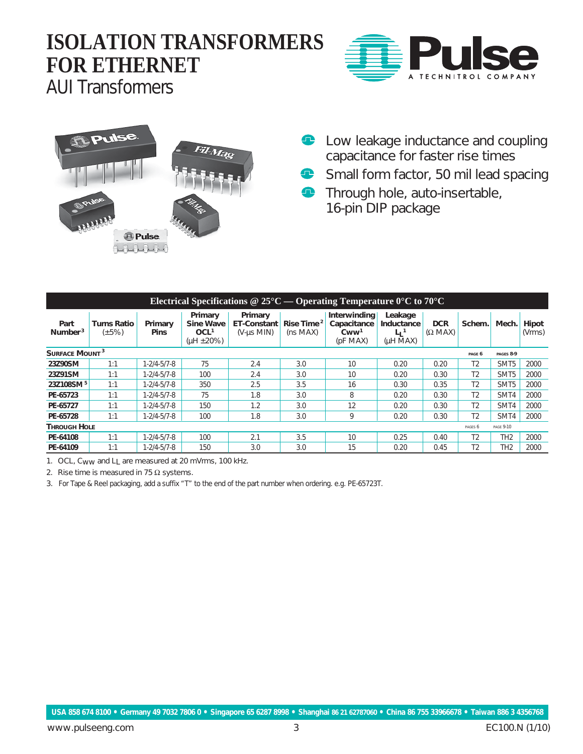# ISOLATION TRANSFORMERS FOR ETHERNET

## AUI Transformers

- Low leakage inductance and coupling capacitance for faster rise times
- Small form factor, 50 mil lead spacing
- Through hole, auto-insertable, 16-pin DIP package

| Electrical Specifications @ 25°C — Operating Temperature 0°C to 70°C | | | | | | | | | | | |
|---|---|---|---|---|---|---|---|---|---|---|---|
| Part Number[3] | Turns Ratio (±5%) | Primary Pins | Primary Sine Wave OCL[1] (µH ±20%) | Primary ET-Constant (V-µs MIN) | Rise Time[2] (ns MAX) | Interwinding Capacitance Cww[1] (pF MAX) | Leakage Inductance $L_L$[1] (µH MAX) | DCR (Ω MAX) | Schem. | Mech. | Hipot (Vrms) |
| **SURFACE MOUNT[3]** | | | | | | | | | PAGE 6 | PAGES 8-9 | |
| **23Z90SM** | 1:1 | 1-2/4-5/7-8 | 75 | 2.4 | 3.0 | 10 | 0.20 | 0.20 | T2 | SMT5 | 2000 |
| **23Z91SM** | 1:1 | 1-2/4-5/7-8 | 100 | 2.4 | 3.0 | 10 | 0.20 | 0.30 | T2 | SMT5 | 2000 |
| **23Z108SM[5]** | 1:1 | 1-2/4-5/7-8 | 350 | 2.5 | 3.5 | 16 | 0.30 | 0.35 | T2 | SMT5 | 2000 |
| **PE-65723** | 1:1 | 1-2/4-5/7-8 | 75 | 1.8 | 3.0 | 8 | 0.20 | 0.30 | T2 | SMT4 | 2000 |
| **PE-65727** | 1:1 | 1-2/4-5/7-8 | 150 | 1.2 | 3.0 | 12 | 0.20 | 0.30 | T2 | SMT4 | 2000 |
| **PE-65728** | 1:1 | 1-2/4-5/7-8 | 100 | 1.8 | 3.0 | 9 | 0.20 | 0.30 | T2 | SMT4 | 2000 |
| **THROUGH HOLE** | | | | | | | | | PAGES 6 | PAGE 9-10 | |
| **PE-64108** | 1:1 | 1-2/4-5/7-8 | 100 | 2.1 | 3.5 | 10 | 0.25 | 0.40 | T2 | TH2 | 2000 |
| **PE-64109** | 1:1 | 1-2/4-5/7-8 | 150 | 3.0 | 3.0 | 15 | 0.20 | 0.45 | T2 | TH2 | 2000 |

1. OCL, $C_{WW}$ and $L_L$ are measured at 20 mVrms, 100 kHz.
2. Rise time is measured in 75 Ω systems.
3. For Tape & Reel packaging, add a suffix "T" to the end of the part number when ordering. e.g. PE-65723T.

**USA 858 674 8100 • Germany 49 7032 7806 0 • Singapore 65 6287 8998 • Shanghai 86 21 62787060 • China 86 755 33966678 • Taiwan 886 3 4356768**

www.pulseeng.com EC100.N (1/10)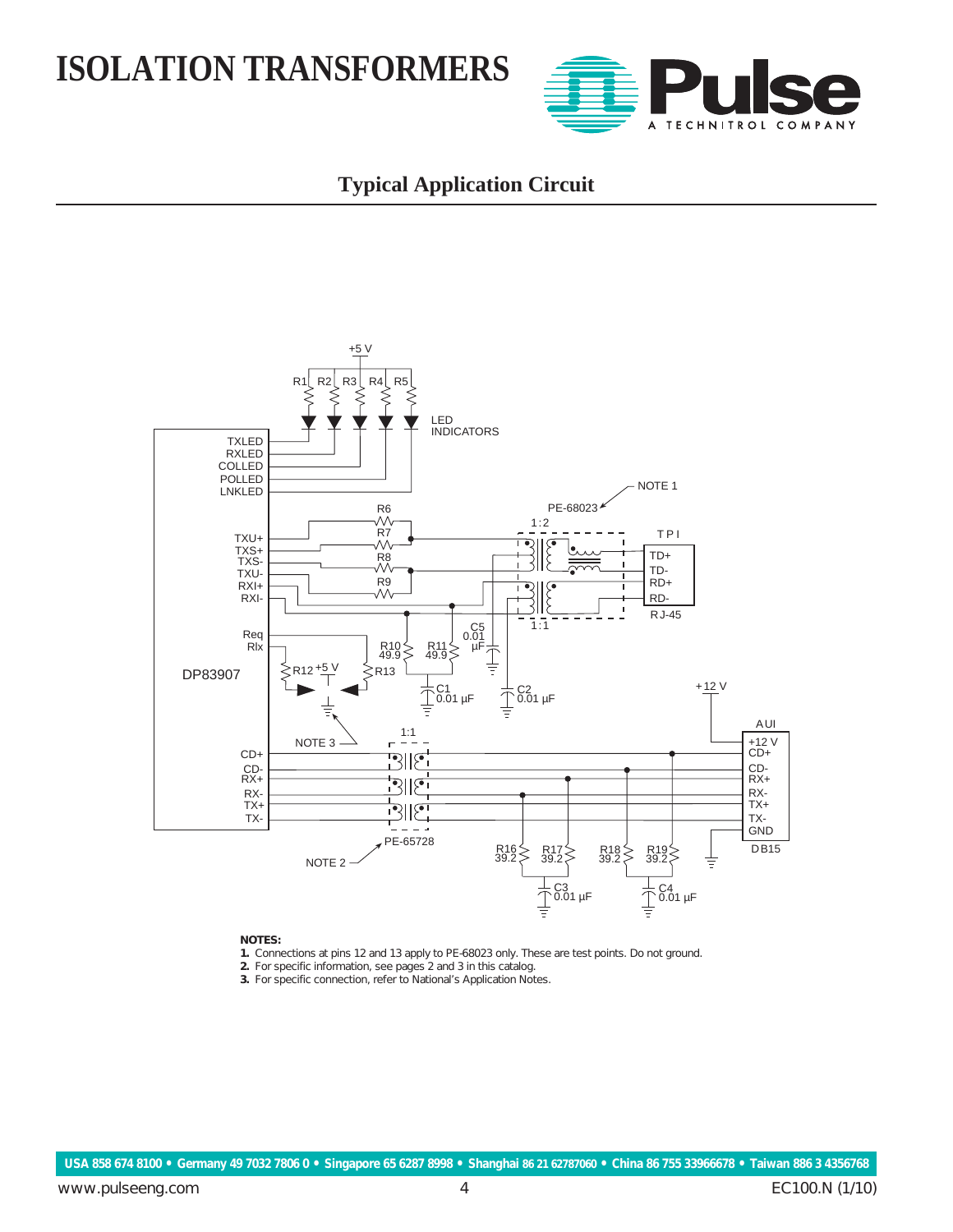# ISOLATION TRANSFORMERS

## Typical Application Circuit

**NOTES:**

1. Connections at pins 12 and 13 apply to PE-68023 only. These are test points. Do not ground.
2. For specific information, see pages 2 and 3 in this catalog.
3. For specific connection, refer to National's Application Notes.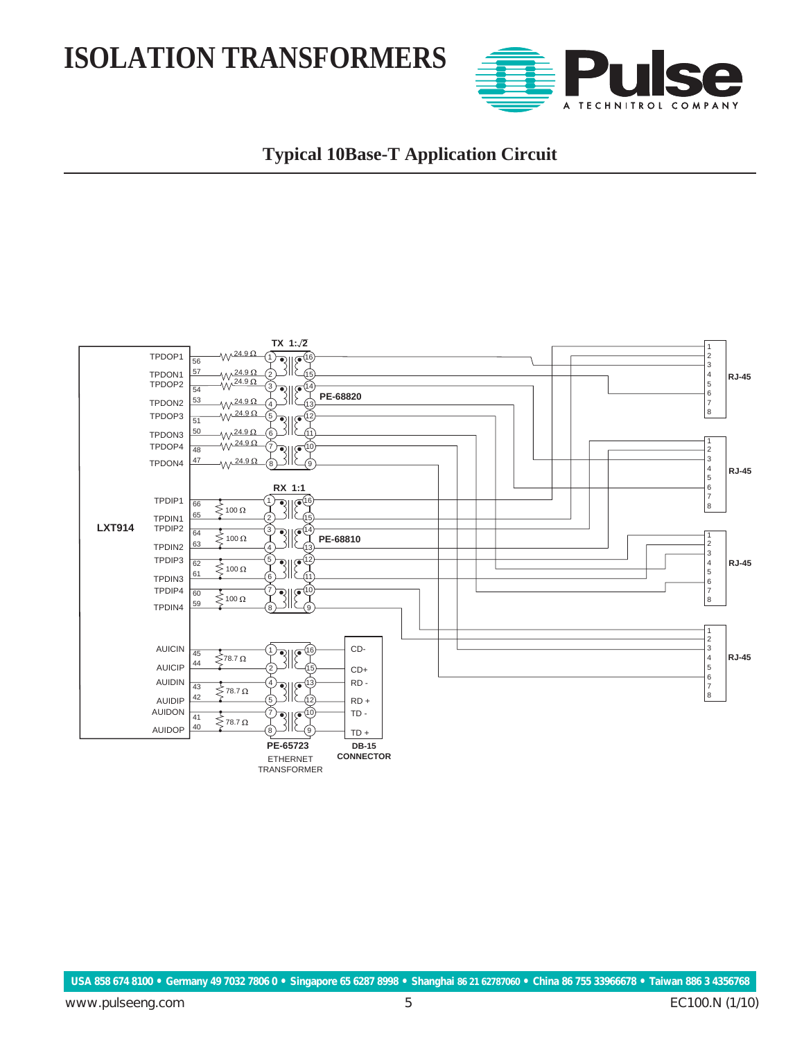# ISOLATION TRANSFORMERS

## Typical 10Base-T Application Circuit

LXT914

TPDOP1 56, TPDON1 57, TPDOP2 54, TPDON2 53, TPDOP3 51, TPDON3 50, TPDOP4 48, TPDON4 47

TX 1:√2

24.9 Ω

PE-68820

RX 1:1

TPDIP1 66, TPDIN1 65, TPDIP2 64, TPDIN2 63, TPDIP3 62, TPDIN3 61, TPDIP4 60, TPDIN4 59

100 Ω

PE-68810

AUICIN 45, AUICIP 44, AUIDIN 43, AUIDIP 42, AUIDON 41, AUIDOP 40

78.7 Ω

CD-, CD+, RD -, RD +, TD -, TD +

PE-65723 ETHERNET TRANSFORMER

DB-15 CONNECTOR

RJ-45

RJ-45

RJ-45

RJ-45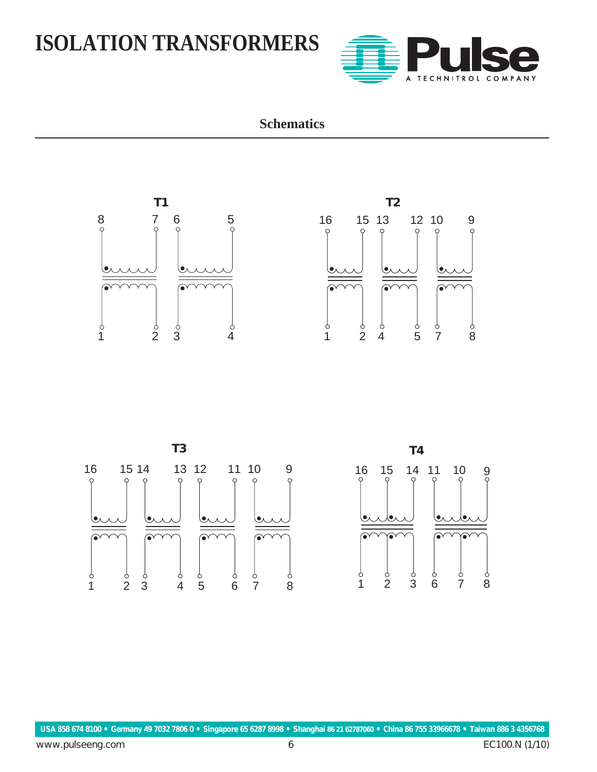# ISOLATION TRANSFORMERS

## Schematics

**T1**

8 7 6 5

1 2 3 4

**T2**

16 15 13 12 10 9

1 2 4 5 7 8

**T3**

16 15 14 13 12 11 10 9

1 2 3 4 5 6 7 8

**T4**

16 15 14 11 10 9

1 2 3 6 7 8

USA 858 674 8100 • Germany 49 7032 7806 0 • Singapore 65 6287 8998 • Shanghai 86 21 62787060 • China 86 755 33966678 • Taiwan 886 3 4356768

www.pulseeng.com EC100.N (1/10)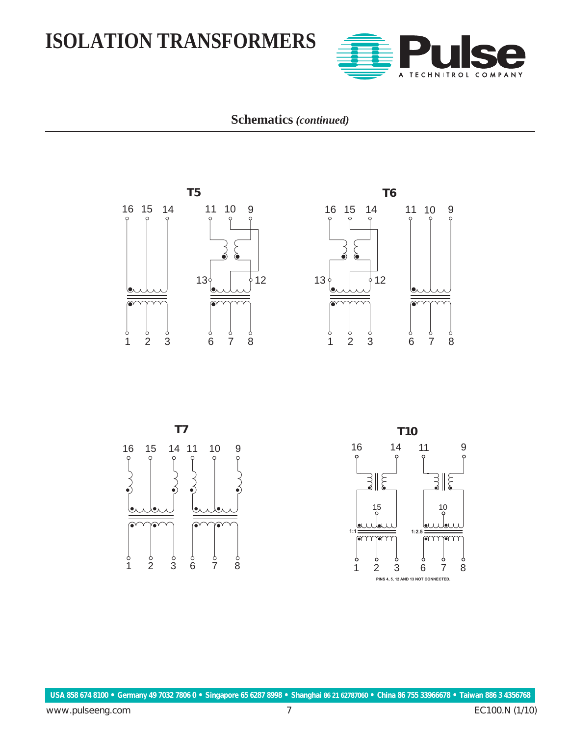## Schematics *(continued)*

**T5**

**T6**

**T7**

**T10**

PINS 4, 5, 12 AND 13 NOT CONNECTED.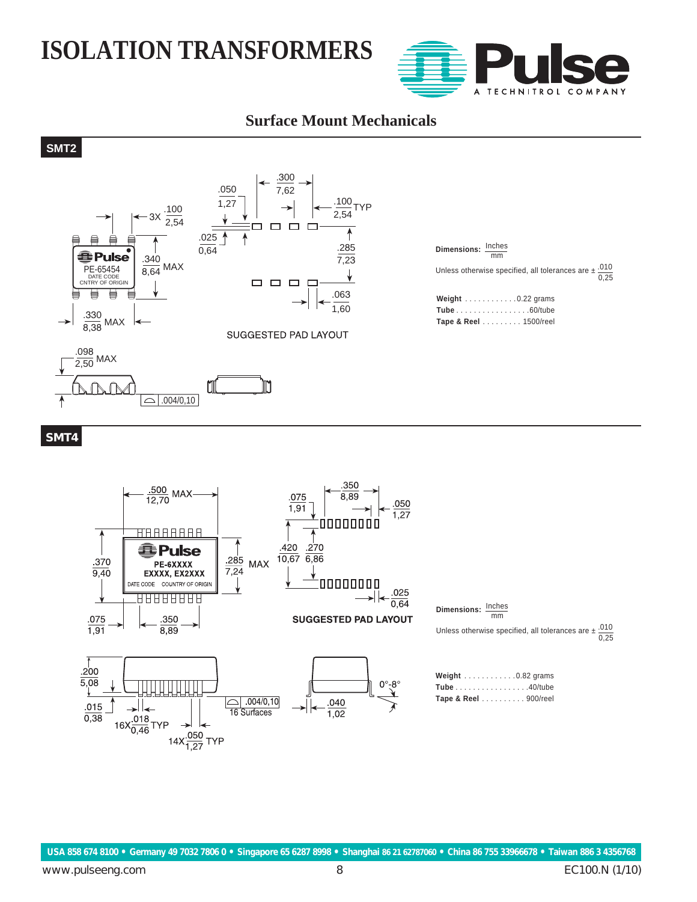# ISOLATION TRANSFORMERS

## Surface Mount Mechanicals

### SMT2

Dimensions: $\frac{\text{Inches}}{\text{mm}}$

Unless otherwise specified, all tolerances are ± $\frac{.010}{0,25}$

**Weight** . . . . . . . . . . . .0.22 grams
**Tube** . . . . . . . . . . . . . . . . .60/tube
**Tape & Reel** . . . . . . . . . 1500/reel

SUGGESTED PAD LAYOUT

### SMT4

Dimensions: $\frac{\text{Inches}}{\text{mm}}$

Unless otherwise specified, all tolerances are ± $\frac{.010}{0,25}$

**Weight** . . . . . . . . . . . .0.82 grams
**Tube** . . . . . . . . . . . . . . . . .40/tube
**Tape & Reel** . . . . . . . . . . 900/reel

SUGGESTED PAD LAYOUT

USA 858 674 8100 • Germany 49 7032 7806 0 • Singapore 65 6287 8998 • Shanghai 86 21 62787060 • China 86 755 33966678 • Taiwan 886 3 4356768

www.pulseeng.com EC100.N (1/10)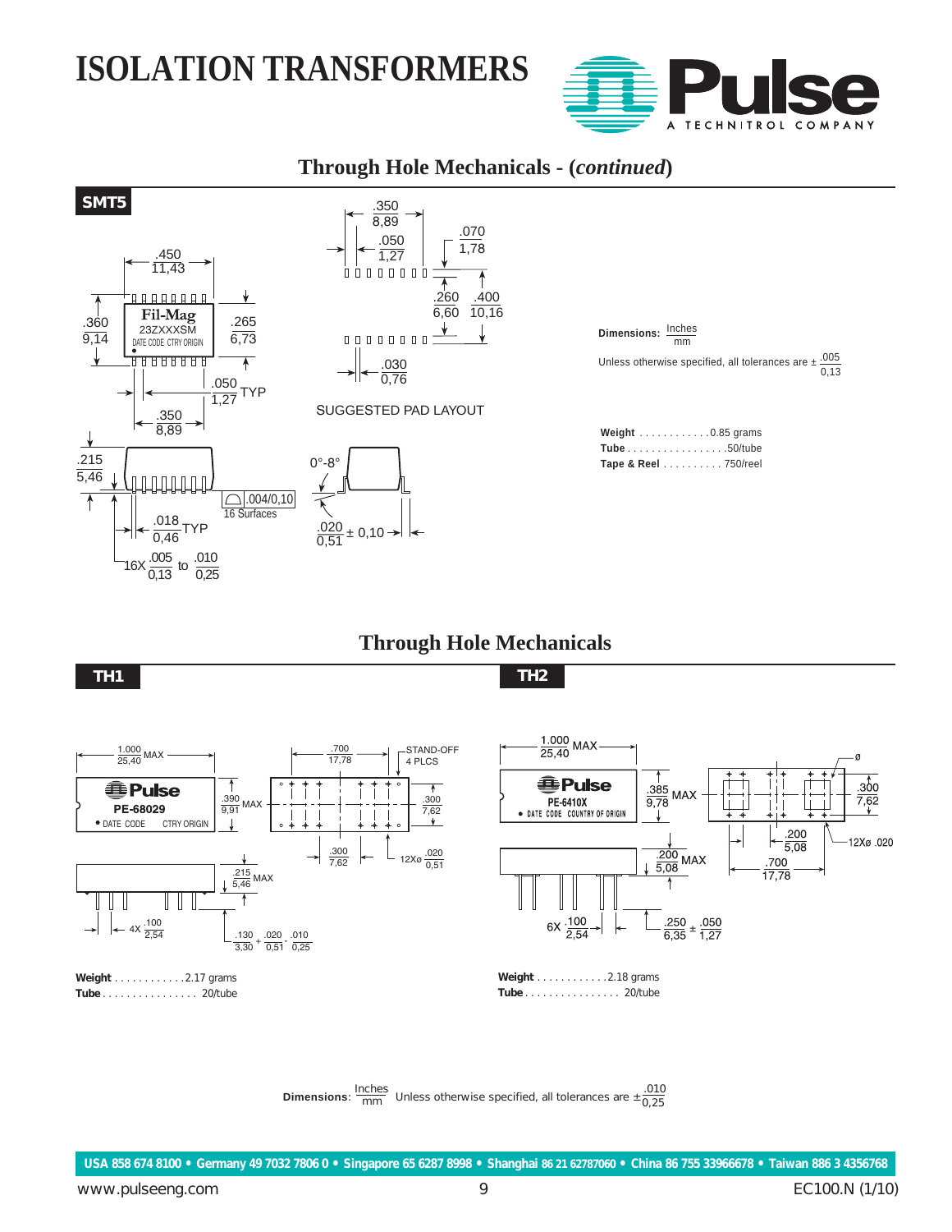# ISOLATION TRANSFORMERS

## Through Hole Mechanicals - (*continued*)

### SMT5

Fil-Mag
23ZXXXSM
DATE CODE CTRY ORIGIN

.450 / 11,43
.360 / 9,14
.265 / 6,73
.050 / 1,27 TYP
.350 / 8,89
.215 / 5,46
.004/0,10 16 Surfaces
.018 / 0,46 TYP
16X .005 / 0,13 to .010 / 0,25

.350 / 8,89
.050 / 1,27
.070 / 1,78
.260 / 6,60
.400 / 10,16
.030 / 0,76

SUGGESTED PAD LAYOUT

0°-8°
.020 / 0,51 ± 0,10

**Dimensions:** Inches / mm

Unless otherwise specified, all tolerances are ± .005 / 0,13

**Weight** . . . . . . . . . . . .0.85 grams
**Tube** . . . . . . . . . . . . . . . . .50/tube
**Tape & Reel** . . . . . . . . . . 750/reel

## Through Hole Mechanicals

### TH1

Pulse
PE-68029
• DATE CODE CTRY ORIGIN

1.000 / 25,40 MAX
.390 / 9,91 MAX
.700 / 17,78
STAND-OFF 4 PLCS
.300 / 7,62
.300 / 7,62
12Xø .020 / 0,51
.215 / 5,46 MAX
4X .100 / 2,54
.130 / 3,30 + .020 / 0,51 - .010 / 0,25

**Weight** . . . . . . . . . . . .2.17 grams
**Tube** . . . . . . . . . . . . . . . . 20/tube

### TH2

Pulse
PE-6410X
• DATE CODE COUNTRY OF ORIGIN

1.000 / 25,40 MAX
.385 / 9,78 MAX
ø
.300 / 7,62
.200 / 5,08
12Xø .020
.200 / 5,08 MAX
.700 / 17,78
6X .100 / 2,54
.250 / 6,35 ± .050 / 1,27

**Weight** . . . . . . . . . . . .2.18 grams
**Tube** . . . . . . . . . . . . . . . . 20/tube

**Dimensions:** Inches / mm Unless otherwise specified, all tolerances are ± .010 / 0,25

USA 858 674 8100 • Germany 49 7032 7806 0 • Singapore 65 6287 8998 • Shanghai 86 21 62787060 • China 86 755 33966678 • Taiwan 886 3 4356768

www.pulseeng.com EC100.N (1/10)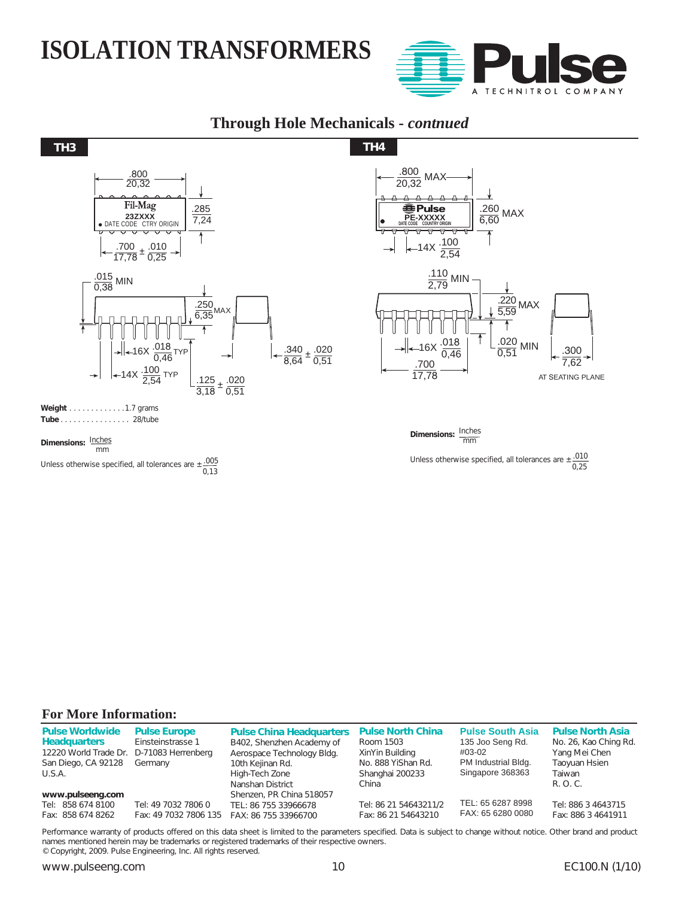# ISOLATION TRANSFORMERS

## Through Hole Mechanicals - *contnued*

### TH3

.800
20,32

Fil-Mag
23ZXXX
DATE CODE CTRY ORIGIN

.285
7,24

.700 ± .010
17,78 ± 0,25

.015 MIN
0,38

.250 MAX
6,35

16X .018 TYP
0,46

14X .100 TYP
2,54

.340 ± .020
8,64 ± 0,51

.125 ± .020
3,18 ± 0,51

**Weight** . . . . . . . . . . . . . 1.7 grams
**Tube** . . . . . . . . . . . . . . . . 28/tube

**Dimensions:** Inches / mm

Unless otherwise specified, all tolerances are ± .005 / 0,13

### TH4

.800 MAX
20,32

Pulse
PE-XXXXX
DATE CODE COUNTRY ORIGIN

.260 MAX
6,60

14X .100
2,54

.110 MIN
2,79

.220 MAX
5,59

16X .018
0,46

.020 MIN
0,51

.700
17,78

.300
7,62

AT SEATING PLANE

**Dimensions:** Inches / mm

Unless otherwise specified, all tolerances are ± .010 / 0,25

## For More Information:

**Pulse Worldwide Headquarters**
12220 World Trade Dr.
San Diego, CA 92128
U.S.A.

**www.pulseeng.com**
Tel: 858 674 8100
Fax: 858 674 8262

**Pulse Europe**
Einsteinstrasse 1
D-71083 Herrenberg
Germany

Tel: 49 7032 7806 0
Fax: 49 7032 7806 135

**Pulse China Headquarters**
B402, Shenzhen Academy of
Aerospace Technology Bldg.
10th Kejinan Rd.
High-Tech Zone
Nanshan District
Shenzen, PR China 518057
TEL: 86 755 33966678
FAX: 86 755 33966700

**Pulse North China**
Room 1503
XinYin Building
No. 888 YiShan Rd.
Shanghai 200233
China

Tel: 86 21 54643211/2
Fax: 86 21 54643210

**Pulse South Asia**
135 Joo Seng Rd.
#03-02
PM Industrial Bldg.
Singapore 368363

TEL: 65 6287 8998
FAX: 65 6280 0080

**Pulse North Asia**
No. 26, Kao Ching Rd.
Yang Mei Chen
Taoyuan Hsien
Taiwan
R. O. C.

Tel: 886 3 4643715
Fax: 886 3 4641911

Performance warranty of products offered on this data sheet is limited to the parameters specified. Data is subject to change without notice. Other brand and product names mentioned herein may be trademarks or registered trademarks of their respective owners.
© Copyright, 2009. Pulse Engineering, Inc. All rights reserved.

www.pulseeng.com EC100.N (1/10)